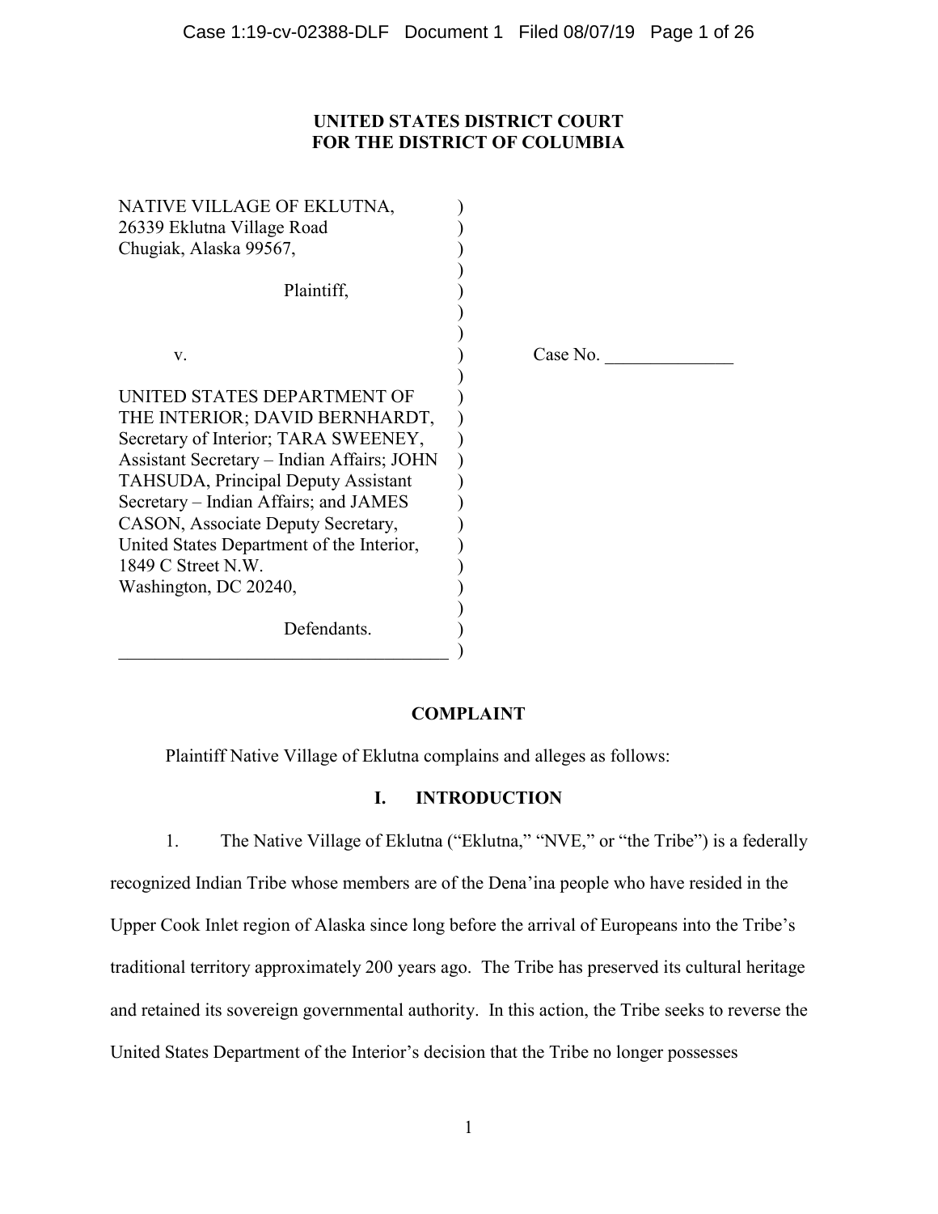**UNITED STATES DISTRICT COURT**
**FOR THE DISTRICT OF COLUMBIA**

NATIVE VILLAGE OF EKLUTNA,
26339 Eklutna Village Road
Chugiak, Alaska 99567,

Plaintiff,

v.

UNITED STATES DEPARTMENT OF THE INTERIOR; DAVID BERNHARDT, Secretary of Interior; TARA SWEENEY, Assistant Secretary – Indian Affairs; JOHN TAHSUDA, Principal Deputy Assistant Secretary – Indian Affairs; and JAMES CASON, Associate Deputy Secretary, United States Department of the Interior,
1849 C Street N.W.
Washington, DC 20240,

Defendants.

Case No. ______________

## COMPLAINT

Plaintiff Native Village of Eklutna complains and alleges as follows:

## I. INTRODUCTION

1. The Native Village of Eklutna ("Eklutna," "NVE," or "the Tribe") is a federally recognized Indian Tribe whose members are of the Dena'ina people who have resided in the Upper Cook Inlet region of Alaska since long before the arrival of Europeans into the Tribe's traditional territory approximately 200 years ago. The Tribe has preserved its cultural heritage and retained its sovereign governmental authority. In this action, the Tribe seeks to reverse the United States Department of the Interior's decision that the Tribe no longer possesses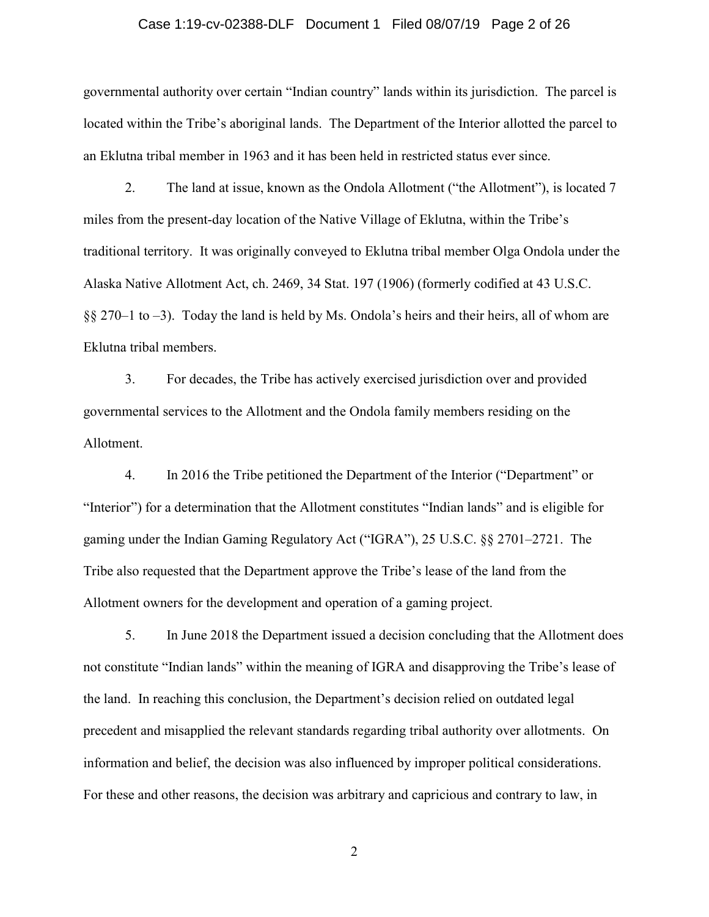governmental authority over certain "Indian country" lands within its jurisdiction. The parcel is located within the Tribe's aboriginal lands. The Department of the Interior allotted the parcel to an Eklutna tribal member in 1963 and it has been held in restricted status ever since.

2. The land at issue, known as the Ondola Allotment ("the Allotment"), is located 7 miles from the present-day location of the Native Village of Eklutna, within the Tribe's traditional territory. It was originally conveyed to Eklutna tribal member Olga Ondola under the Alaska Native Allotment Act, ch. 2469, 34 Stat. 197 (1906) (formerly codified at 43 U.S.C. §§ 270–1 to –3). Today the land is held by Ms. Ondola's heirs and their heirs, all of whom are Eklutna tribal members.

3. For decades, the Tribe has actively exercised jurisdiction over and provided governmental services to the Allotment and the Ondola family members residing on the Allotment.

4. In 2016 the Tribe petitioned the Department of the Interior ("Department" or "Interior") for a determination that the Allotment constitutes "Indian lands" and is eligible for gaming under the Indian Gaming Regulatory Act ("IGRA"), 25 U.S.C. §§ 2701–2721. The Tribe also requested that the Department approve the Tribe's lease of the land from the Allotment owners for the development and operation of a gaming project.

5. In June 2018 the Department issued a decision concluding that the Allotment does not constitute "Indian lands" within the meaning of IGRA and disapproving the Tribe's lease of the land. In reaching this conclusion, the Department's decision relied on outdated legal precedent and misapplied the relevant standards regarding tribal authority over allotments. On information and belief, the decision was also influenced by improper political considerations. For these and other reasons, the decision was arbitrary and capricious and contrary to law, in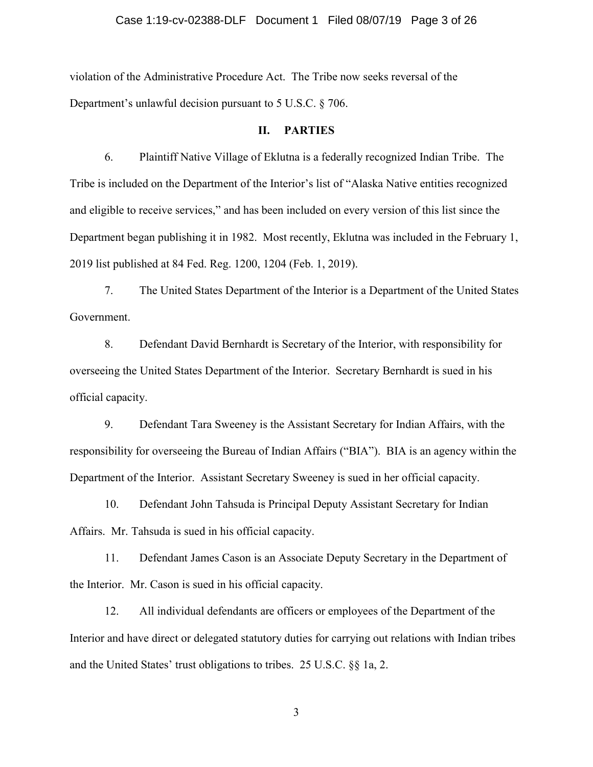violation of the Administrative Procedure Act. The Tribe now seeks reversal of the Department's unlawful decision pursuant to 5 U.S.C. § 706.

## II. PARTIES

6. Plaintiff Native Village of Eklutna is a federally recognized Indian Tribe. The Tribe is included on the Department of the Interior's list of "Alaska Native entities recognized and eligible to receive services," and has been included on every version of this list since the Department began publishing it in 1982. Most recently, Eklutna was included in the February 1, 2019 list published at 84 Fed. Reg. 1200, 1204 (Feb. 1, 2019).

7. The United States Department of the Interior is a Department of the United States Government.

8. Defendant David Bernhardt is Secretary of the Interior, with responsibility for overseeing the United States Department of the Interior. Secretary Bernhardt is sued in his official capacity.

9. Defendant Tara Sweeney is the Assistant Secretary for Indian Affairs, with the responsibility for overseeing the Bureau of Indian Affairs ("BIA"). BIA is an agency within the Department of the Interior. Assistant Secretary Sweeney is sued in her official capacity.

10. Defendant John Tahsuda is Principal Deputy Assistant Secretary for Indian Affairs. Mr. Tahsuda is sued in his official capacity.

11. Defendant James Cason is an Associate Deputy Secretary in the Department of the Interior. Mr. Cason is sued in his official capacity.

12. All individual defendants are officers or employees of the Department of the Interior and have direct or delegated statutory duties for carrying out relations with Indian tribes and the United States' trust obligations to tribes. 25 U.S.C. §§ 1a, 2.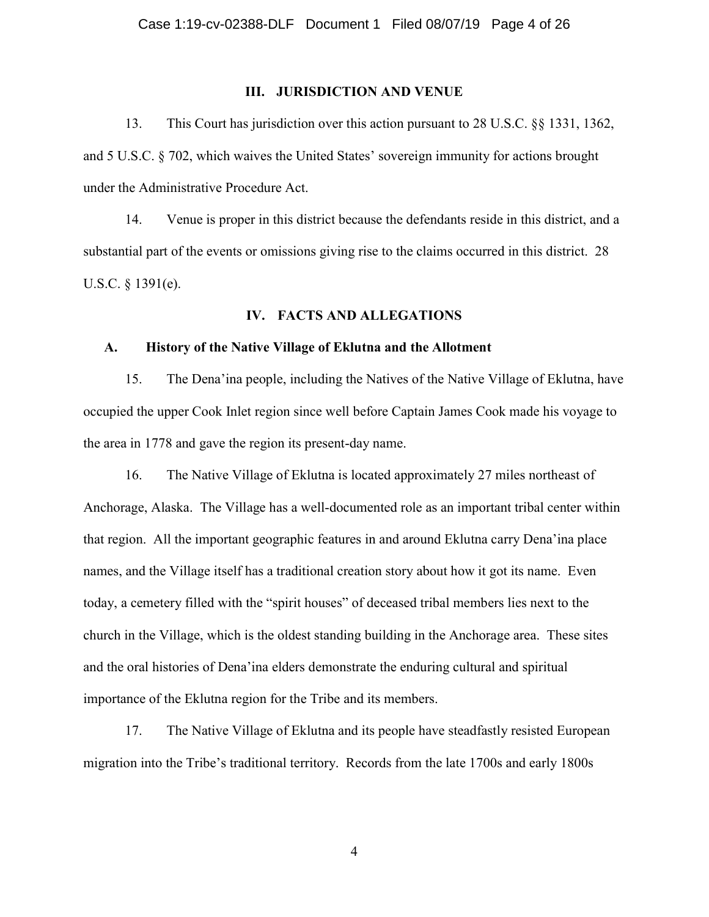## III. JURISDICTION AND VENUE

13. This Court has jurisdiction over this action pursuant to 28 U.S.C. §§ 1331, 1362, and 5 U.S.C. § 702, which waives the United States' sovereign immunity for actions brought under the Administrative Procedure Act.

14. Venue is proper in this district because the defendants reside in this district, and a substantial part of the events or omissions giving rise to the claims occurred in this district. 28 U.S.C. § 1391(e).

## IV. FACTS AND ALLEGATIONS

### A. History of the Native Village of Eklutna and the Allotment

15. The Dena'ina people, including the Natives of the Native Village of Eklutna, have occupied the upper Cook Inlet region since well before Captain James Cook made his voyage to the area in 1778 and gave the region its present-day name.

16. The Native Village of Eklutna is located approximately 27 miles northeast of Anchorage, Alaska. The Village has a well-documented role as an important tribal center within that region. All the important geographic features in and around Eklutna carry Dena'ina place names, and the Village itself has a traditional creation story about how it got its name. Even today, a cemetery filled with the "spirit houses" of deceased tribal members lies next to the church in the Village, which is the oldest standing building in the Anchorage area. These sites and the oral histories of Dena'ina elders demonstrate the enduring cultural and spiritual importance of the Eklutna region for the Tribe and its members.

17. The Native Village of Eklutna and its people have steadfastly resisted European migration into the Tribe's traditional territory. Records from the late 1700s and early 1800s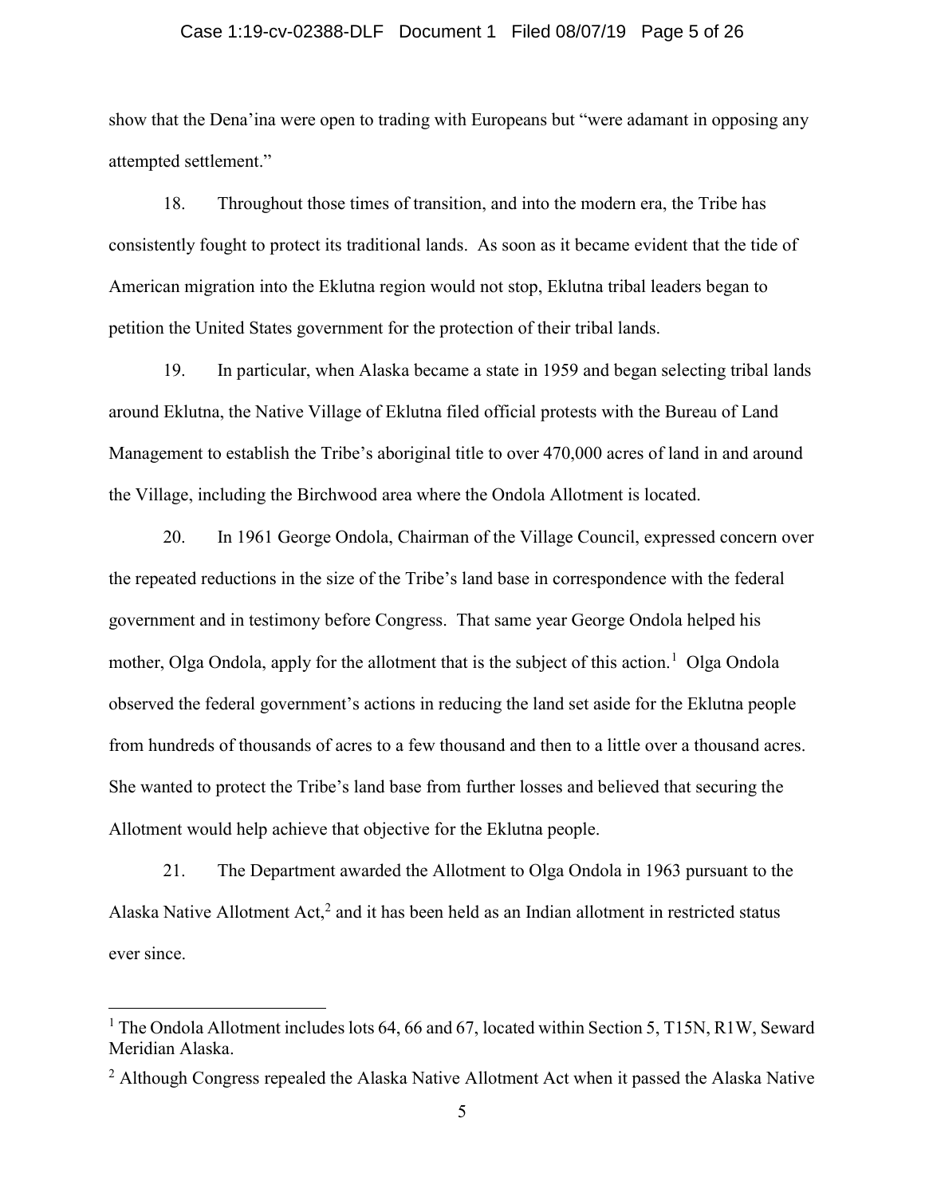show that the Dena'ina were open to trading with Europeans but "were adamant in opposing any attempted settlement."

18. Throughout those times of transition, and into the modern era, the Tribe has consistently fought to protect its traditional lands. As soon as it became evident that the tide of American migration into the Eklutna region would not stop, Eklutna tribal leaders began to petition the United States government for the protection of their tribal lands.

19. In particular, when Alaska became a state in 1959 and began selecting tribal lands around Eklutna, the Native Village of Eklutna filed official protests with the Bureau of Land Management to establish the Tribe's aboriginal title to over 470,000 acres of land in and around the Village, including the Birchwood area where the Ondola Allotment is located.

20. In 1961 George Ondola, Chairman of the Village Council, expressed concern over the repeated reductions in the size of the Tribe's land base in correspondence with the federal government and in testimony before Congress. That same year George Ondola helped his mother, Olga Ondola, apply for the allotment that is the subject of this action.[1] Olga Ondola observed the federal government's actions in reducing the land set aside for the Eklutna people from hundreds of thousands of acres to a few thousand and then to a little over a thousand acres. She wanted to protect the Tribe's land base from further losses and believed that securing the Allotment would help achieve that objective for the Eklutna people.

21. The Department awarded the Allotment to Olga Ondola in 1963 pursuant to the Alaska Native Allotment Act,[2] and it has been held as an Indian allotment in restricted status ever since.

---

[1] The Ondola Allotment includes lots 64, 66 and 67, located within Section 5, T15N, R1W, Seward Meridian Alaska.

[2] Although Congress repealed the Alaska Native Allotment Act when it passed the Alaska Native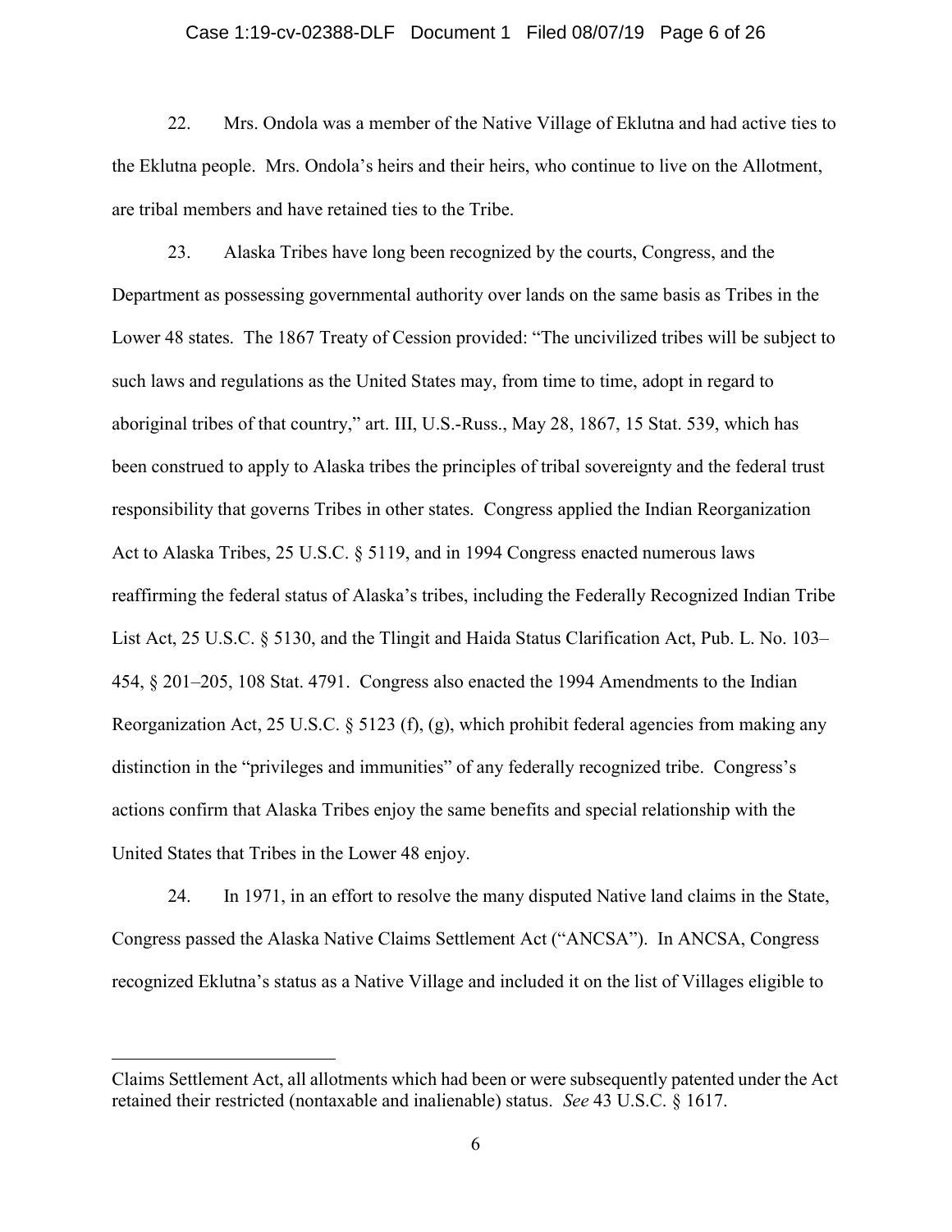22. Mrs. Ondola was a member of the Native Village of Eklutna and had active ties to the Eklutna people. Mrs. Ondola's heirs and their heirs, who continue to live on the Allotment, are tribal members and have retained ties to the Tribe.

23. Alaska Tribes have long been recognized by the courts, Congress, and the Department as possessing governmental authority over lands on the same basis as Tribes in the Lower 48 states. The 1867 Treaty of Cession provided: "The uncivilized tribes will be subject to such laws and regulations as the United States may, from time to time, adopt in regard to aboriginal tribes of that country," art. III, U.S.-Russ., May 28, 1867, 15 Stat. 539, which has been construed to apply to Alaska tribes the principles of tribal sovereignty and the federal trust responsibility that governs Tribes in other states. Congress applied the Indian Reorganization Act to Alaska Tribes, 25 U.S.C. § 5119, and in 1994 Congress enacted numerous laws reaffirming the federal status of Alaska's tribes, including the Federally Recognized Indian Tribe List Act, 25 U.S.C. § 5130, and the Tlingit and Haida Status Clarification Act, Pub. L. No. 103–454, § 201–205, 108 Stat. 4791. Congress also enacted the 1994 Amendments to the Indian Reorganization Act, 25 U.S.C. § 5123 (f), (g), which prohibit federal agencies from making any distinction in the "privileges and immunities" of any federally recognized tribe. Congress's actions confirm that Alaska Tribes enjoy the same benefits and special relationship with the United States that Tribes in the Lower 48 enjoy.

24. In 1971, in an effort to resolve the many disputed Native land claims in the State, Congress passed the Alaska Native Claims Settlement Act ("ANCSA"). In ANCSA, Congress recognized Eklutna's status as a Native Village and included it on the list of Villages eligible to

---

Claims Settlement Act, all allotments which had been or were subsequently patented under the Act retained their restricted (nontaxable and inalienable) status. *See* 43 U.S.C. § 1617.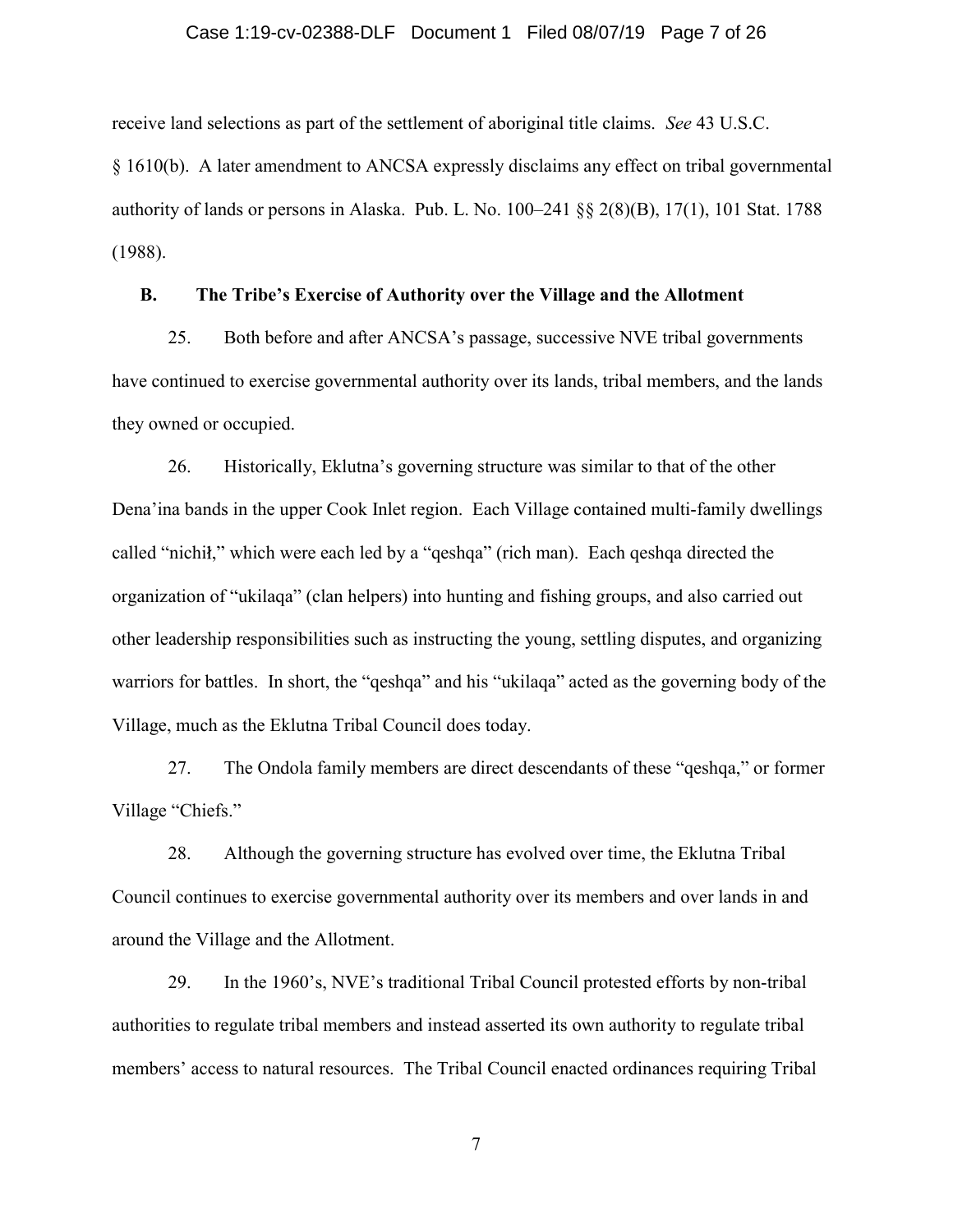receive land selections as part of the settlement of aboriginal title claims. *See* 43 U.S.C. § 1610(b). A later amendment to ANCSA expressly disclaims any effect on tribal governmental authority of lands or persons in Alaska. Pub. L. No. 100–241 §§ 2(8)(B), 17(1), 101 Stat. 1788 (1988).

### B. The Tribe's Exercise of Authority over the Village and the Allotment

25. Both before and after ANCSA's passage, successive NVE tribal governments have continued to exercise governmental authority over its lands, tribal members, and the lands they owned or occupied.

26. Historically, Eklutna's governing structure was similar to that of the other Dena'ina bands in the upper Cook Inlet region. Each Village contained multi-family dwellings called "nichił," which were each led by a "qeshqa" (rich man). Each qeshqa directed the organization of "ukilaqa" (clan helpers) into hunting and fishing groups, and also carried out other leadership responsibilities such as instructing the young, settling disputes, and organizing warriors for battles. In short, the "qeshqa" and his "ukilaqa" acted as the governing body of the Village, much as the Eklutna Tribal Council does today.

27. The Ondola family members are direct descendants of these "qeshqa," or former Village "Chiefs."

28. Although the governing structure has evolved over time, the Eklutna Tribal Council continues to exercise governmental authority over its members and over lands in and around the Village and the Allotment.

29. In the 1960's, NVE's traditional Tribal Council protested efforts by non-tribal authorities to regulate tribal members and instead asserted its own authority to regulate tribal members' access to natural resources. The Tribal Council enacted ordinances requiring Tribal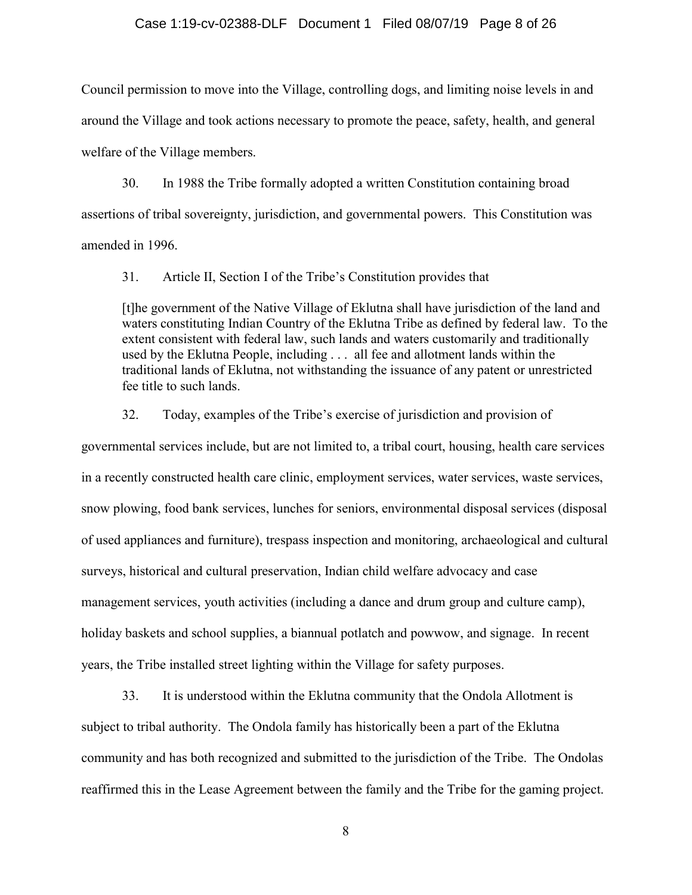Council permission to move into the Village, controlling dogs, and limiting noise levels in and around the Village and took actions necessary to promote the peace, safety, health, and general welfare of the Village members.

30. In 1988 the Tribe formally adopted a written Constitution containing broad assertions of tribal sovereignty, jurisdiction, and governmental powers. This Constitution was amended in 1996.

31. Article II, Section I of the Tribe's Constitution provides that

> [t]he government of the Native Village of Eklutna shall have jurisdiction of the land and waters constituting Indian Country of the Eklutna Tribe as defined by federal law. To the extent consistent with federal law, such lands and waters customarily and traditionally used by the Eklutna People, including . . . all fee and allotment lands within the traditional lands of Eklutna, not withstanding the issuance of any patent or unrestricted fee title to such lands.

32. Today, examples of the Tribe's exercise of jurisdiction and provision of governmental services include, but are not limited to, a tribal court, housing, health care services in a recently constructed health care clinic, employment services, water services, waste services, snow plowing, food bank services, lunches for seniors, environmental disposal services (disposal of used appliances and furniture), trespass inspection and monitoring, archaeological and cultural surveys, historical and cultural preservation, Indian child welfare advocacy and case management services, youth activities (including a dance and drum group and culture camp), holiday baskets and school supplies, a biannual potlatch and powwow, and signage. In recent years, the Tribe installed street lighting within the Village for safety purposes.

33. It is understood within the Eklutna community that the Ondola Allotment is subject to tribal authority. The Ondola family has historically been a part of the Eklutna community and has both recognized and submitted to the jurisdiction of the Tribe. The Ondolas reaffirmed this in the Lease Agreement between the family and the Tribe for the gaming project.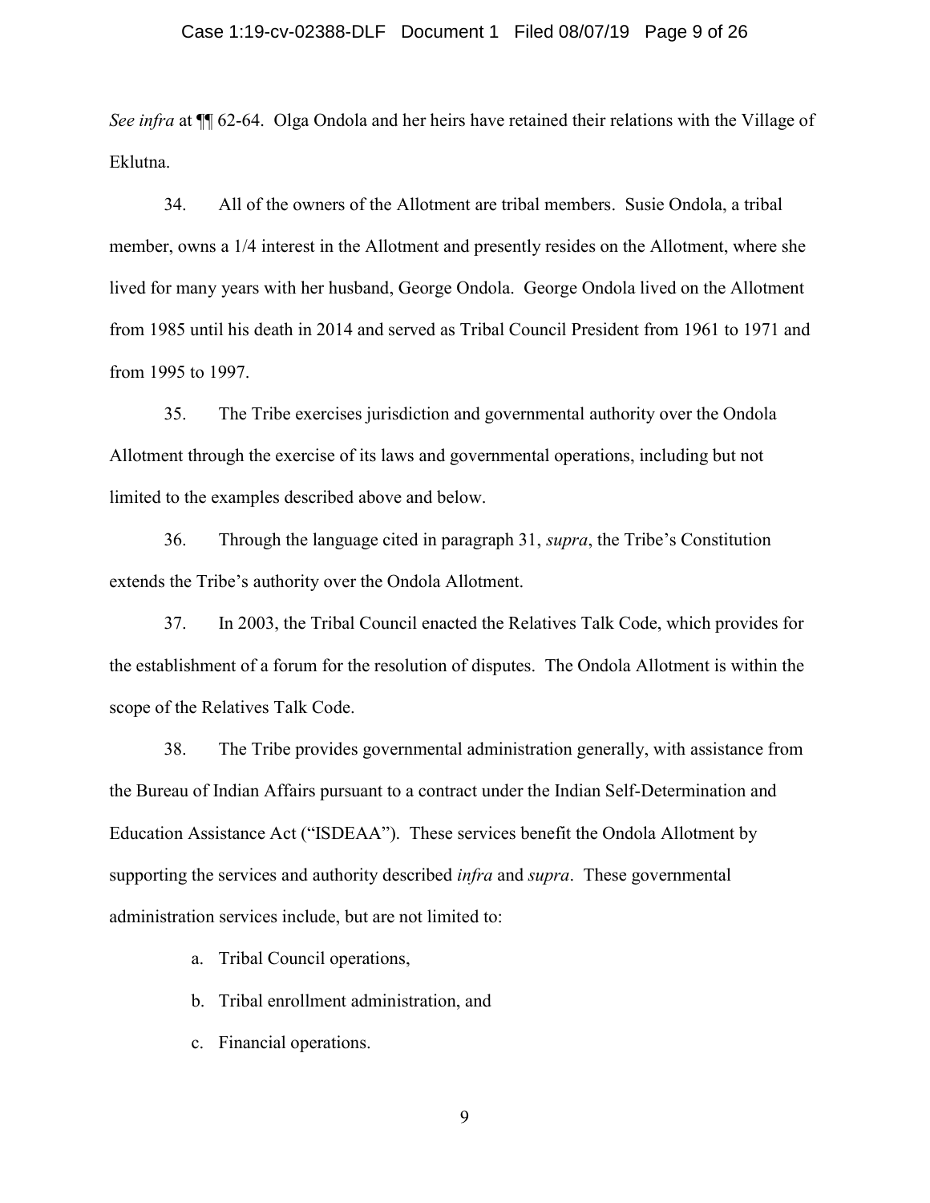*See infra* at ¶¶ 62-64. Olga Ondola and her heirs have retained their relations with the Village of Eklutna.

34. All of the owners of the Allotment are tribal members. Susie Ondola, a tribal member, owns a 1/4 interest in the Allotment and presently resides on the Allotment, where she lived for many years with her husband, George Ondola. George Ondola lived on the Allotment from 1985 until his death in 2014 and served as Tribal Council President from 1961 to 1971 and from 1995 to 1997.

35. The Tribe exercises jurisdiction and governmental authority over the Ondola Allotment through the exercise of its laws and governmental operations, including but not limited to the examples described above and below.

36. Through the language cited in paragraph 31, *supra*, the Tribe's Constitution extends the Tribe's authority over the Ondola Allotment.

37. In 2003, the Tribal Council enacted the Relatives Talk Code, which provides for the establishment of a forum for the resolution of disputes. The Ondola Allotment is within the scope of the Relatives Talk Code.

38. The Tribe provides governmental administration generally, with assistance from the Bureau of Indian Affairs pursuant to a contract under the Indian Self-Determination and Education Assistance Act ("ISDEAA"). These services benefit the Ondola Allotment by supporting the services and authority described *infra* and *supra*. These governmental administration services include, but are not limited to:

a. Tribal Council operations,

b. Tribal enrollment administration, and

c. Financial operations.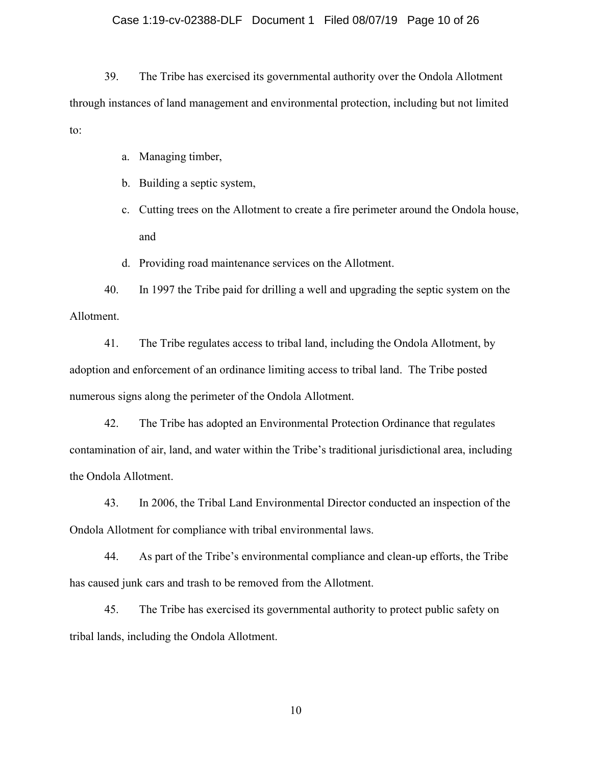39. The Tribe has exercised its governmental authority over the Ondola Allotment through instances of land management and environmental protection, including but not limited to:

  a. Managing timber,

  b. Building a septic system,

  c. Cutting trees on the Allotment to create a fire perimeter around the Ondola house, and

  d. Providing road maintenance services on the Allotment.

40. In 1997 the Tribe paid for drilling a well and upgrading the septic system on the Allotment.

41. The Tribe regulates access to tribal land, including the Ondola Allotment, by adoption and enforcement of an ordinance limiting access to tribal land. The Tribe posted numerous signs along the perimeter of the Ondola Allotment.

42. The Tribe has adopted an Environmental Protection Ordinance that regulates contamination of air, land, and water within the Tribe's traditional jurisdictional area, including the Ondola Allotment.

43. In 2006, the Tribal Land Environmental Director conducted an inspection of the Ondola Allotment for compliance with tribal environmental laws.

44. As part of the Tribe's environmental compliance and clean-up efforts, the Tribe has caused junk cars and trash to be removed from the Allotment.

45. The Tribe has exercised its governmental authority to protect public safety on tribal lands, including the Ondola Allotment.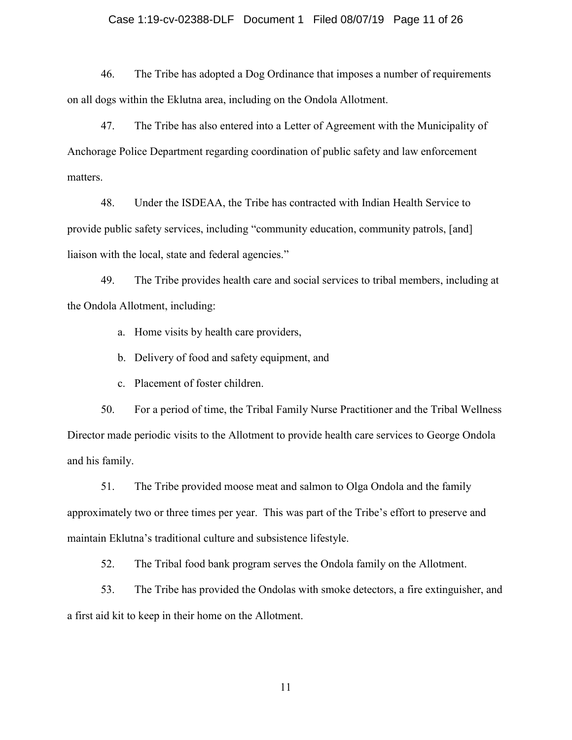46. The Tribe has adopted a Dog Ordinance that imposes a number of requirements on all dogs within the Eklutna area, including on the Ondola Allotment.

47. The Tribe has also entered into a Letter of Agreement with the Municipality of Anchorage Police Department regarding coordination of public safety and law enforcement matters.

48. Under the ISDEAA, the Tribe has contracted with Indian Health Service to provide public safety services, including "community education, community patrols, [and] liaison with the local, state and federal agencies."

49. The Tribe provides health care and social services to tribal members, including at the Ondola Allotment, including:

a. Home visits by health care providers,

b. Delivery of food and safety equipment, and

c. Placement of foster children.

50. For a period of time, the Tribal Family Nurse Practitioner and the Tribal Wellness Director made periodic visits to the Allotment to provide health care services to George Ondola and his family.

51. The Tribe provided moose meat and salmon to Olga Ondola and the family approximately two or three times per year. This was part of the Tribe's effort to preserve and maintain Eklutna's traditional culture and subsistence lifestyle.

52. The Tribal food bank program serves the Ondola family on the Allotment.

53. The Tribe has provided the Ondolas with smoke detectors, a fire extinguisher, and a first aid kit to keep in their home on the Allotment.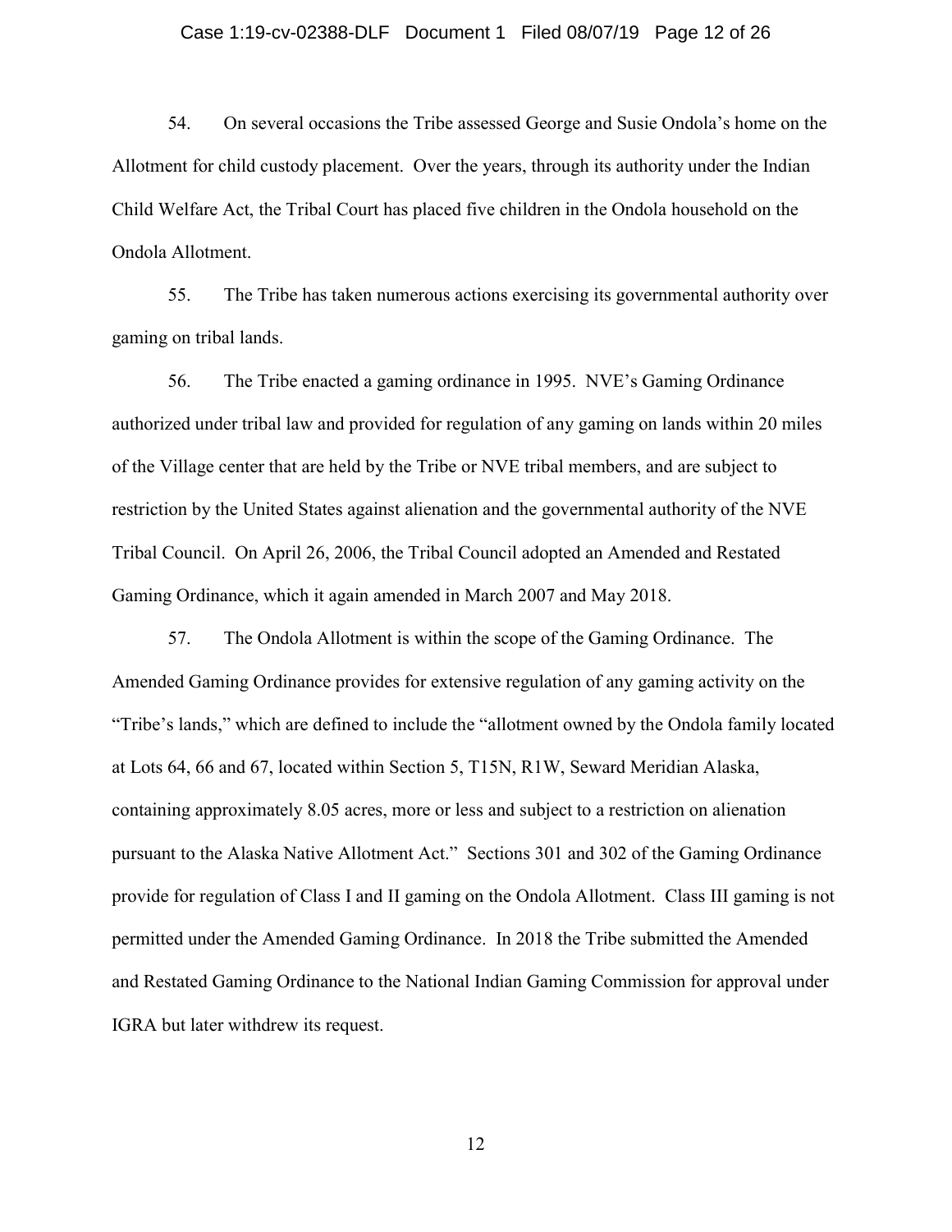54. On several occasions the Tribe assessed George and Susie Ondola's home on the Allotment for child custody placement. Over the years, through its authority under the Indian Child Welfare Act, the Tribal Court has placed five children in the Ondola household on the Ondola Allotment.

55. The Tribe has taken numerous actions exercising its governmental authority over gaming on tribal lands.

56. The Tribe enacted a gaming ordinance in 1995. NVE's Gaming Ordinance authorized under tribal law and provided for regulation of any gaming on lands within 20 miles of the Village center that are held by the Tribe or NVE tribal members, and are subject to restriction by the United States against alienation and the governmental authority of the NVE Tribal Council. On April 26, 2006, the Tribal Council adopted an Amended and Restated Gaming Ordinance, which it again amended in March 2007 and May 2018.

57. The Ondola Allotment is within the scope of the Gaming Ordinance. The Amended Gaming Ordinance provides for extensive regulation of any gaming activity on the "Tribe's lands," which are defined to include the "allotment owned by the Ondola family located at Lots 64, 66 and 67, located within Section 5, T15N, R1W, Seward Meridian Alaska, containing approximately 8.05 acres, more or less and subject to a restriction on alienation pursuant to the Alaska Native Allotment Act." Sections 301 and 302 of the Gaming Ordinance provide for regulation of Class I and II gaming on the Ondola Allotment. Class III gaming is not permitted under the Amended Gaming Ordinance. In 2018 the Tribe submitted the Amended and Restated Gaming Ordinance to the National Indian Gaming Commission for approval under IGRA but later withdrew its request.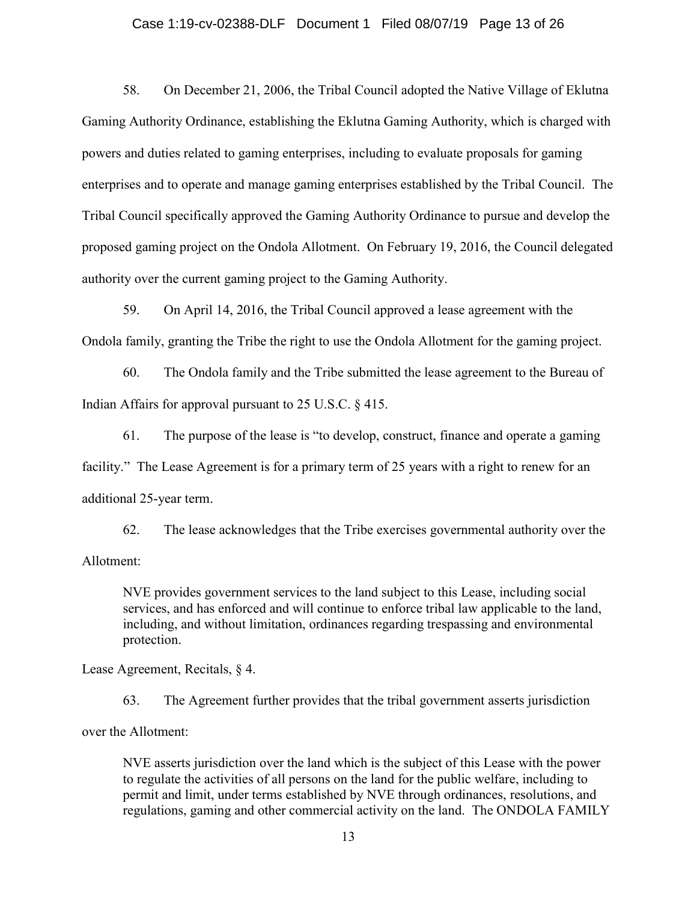58. On December 21, 2006, the Tribal Council adopted the Native Village of Eklutna Gaming Authority Ordinance, establishing the Eklutna Gaming Authority, which is charged with powers and duties related to gaming enterprises, including to evaluate proposals for gaming enterprises and to operate and manage gaming enterprises established by the Tribal Council. The Tribal Council specifically approved the Gaming Authority Ordinance to pursue and develop the proposed gaming project on the Ondola Allotment. On February 19, 2016, the Council delegated authority over the current gaming project to the Gaming Authority.

59. On April 14, 2016, the Tribal Council approved a lease agreement with the Ondola family, granting the Tribe the right to use the Ondola Allotment for the gaming project.

60. The Ondola family and the Tribe submitted the lease agreement to the Bureau of Indian Affairs for approval pursuant to 25 U.S.C. § 415.

61. The purpose of the lease is "to develop, construct, finance and operate a gaming facility." The Lease Agreement is for a primary term of 25 years with a right to renew for an additional 25-year term.

62. The lease acknowledges that the Tribe exercises governmental authority over the Allotment:

> NVE provides government services to the land subject to this Lease, including social services, and has enforced and will continue to enforce tribal law applicable to the land, including, and without limitation, ordinances regarding trespassing and environmental protection.

Lease Agreement, Recitals, § 4.

63. The Agreement further provides that the tribal government asserts jurisdiction over the Allotment:

> NVE asserts jurisdiction over the land which is the subject of this Lease with the power to regulate the activities of all persons on the land for the public welfare, including to permit and limit, under terms established by NVE through ordinances, resolutions, and regulations, gaming and other commercial activity on the land. The ONDOLA FAMILY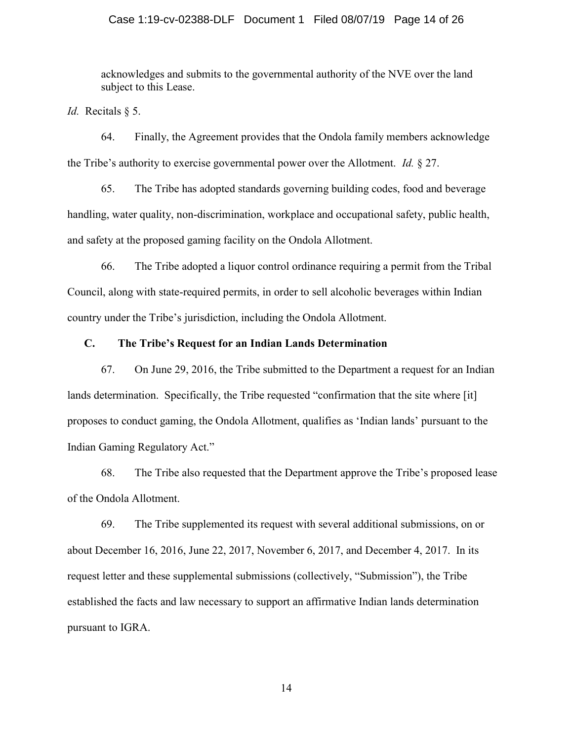> acknowledges and submits to the governmental authority of the NVE over the land subject to this Lease.

*Id.* Recitals § 5.

64. Finally, the Agreement provides that the Ondola family members acknowledge the Tribe's authority to exercise governmental power over the Allotment. *Id.* § 27.

65. The Tribe has adopted standards governing building codes, food and beverage handling, water quality, non-discrimination, workplace and occupational safety, public health, and safety at the proposed gaming facility on the Ondola Allotment.

66. The Tribe adopted a liquor control ordinance requiring a permit from the Tribal Council, along with state-required permits, in order to sell alcoholic beverages within Indian country under the Tribe's jurisdiction, including the Ondola Allotment.

### C. The Tribe's Request for an Indian Lands Determination

67. On June 29, 2016, the Tribe submitted to the Department a request for an Indian lands determination. Specifically, the Tribe requested "confirmation that the site where [it] proposes to conduct gaming, the Ondola Allotment, qualifies as 'Indian lands' pursuant to the Indian Gaming Regulatory Act."

68. The Tribe also requested that the Department approve the Tribe's proposed lease of the Ondola Allotment.

69. The Tribe supplemented its request with several additional submissions, on or about December 16, 2016, June 22, 2017, November 6, 2017, and December 4, 2017. In its request letter and these supplemental submissions (collectively, "Submission"), the Tribe established the facts and law necessary to support an affirmative Indian lands determination pursuant to IGRA.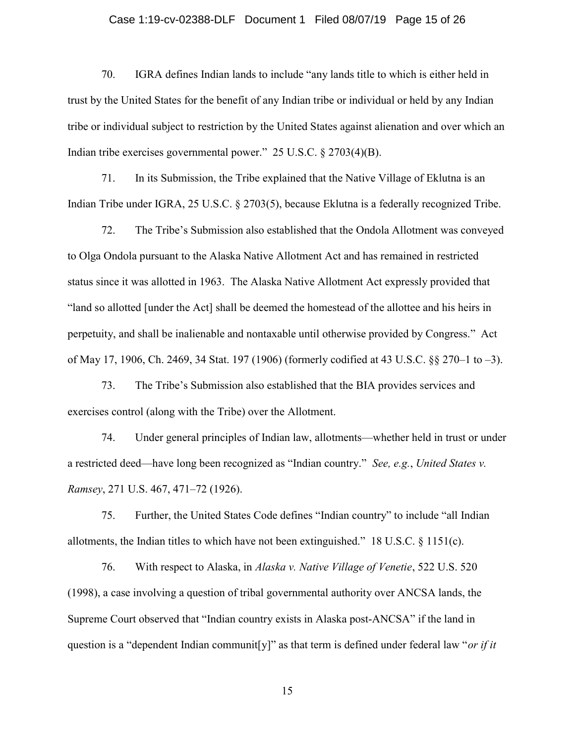70. IGRA defines Indian lands to include "any lands title to which is either held in trust by the United States for the benefit of any Indian tribe or individual or held by any Indian tribe or individual subject to restriction by the United States against alienation and over which an Indian tribe exercises governmental power." 25 U.S.C. § 2703(4)(B).

71. In its Submission, the Tribe explained that the Native Village of Eklutna is an Indian Tribe under IGRA, 25 U.S.C. § 2703(5), because Eklutna is a federally recognized Tribe.

72. The Tribe's Submission also established that the Ondola Allotment was conveyed to Olga Ondola pursuant to the Alaska Native Allotment Act and has remained in restricted status since it was allotted in 1963. The Alaska Native Allotment Act expressly provided that "land so allotted [under the Act] shall be deemed the homestead of the allottee and his heirs in perpetuity, and shall be inalienable and nontaxable until otherwise provided by Congress." Act of May 17, 1906, Ch. 2469, 34 Stat. 197 (1906) (formerly codified at 43 U.S.C. §§ 270–1 to –3).

73. The Tribe's Submission also established that the BIA provides services and exercises control (along with the Tribe) over the Allotment.

74. Under general principles of Indian law, allotments—whether held in trust or under a restricted deed—have long been recognized as "Indian country." *See, e.g.*, *United States v. Ramsey*, 271 U.S. 467, 471–72 (1926).

75. Further, the United States Code defines "Indian country" to include "all Indian allotments, the Indian titles to which have not been extinguished." 18 U.S.C. § 1151(c).

76. With respect to Alaska, in *Alaska v. Native Village of Venetie*, 522 U.S. 520 (1998), a case involving a question of tribal governmental authority over ANCSA lands, the Supreme Court observed that "Indian country exists in Alaska post-ANCSA" if the land in question is a "dependent Indian communit[y]" as that term is defined under federal law "*or if it*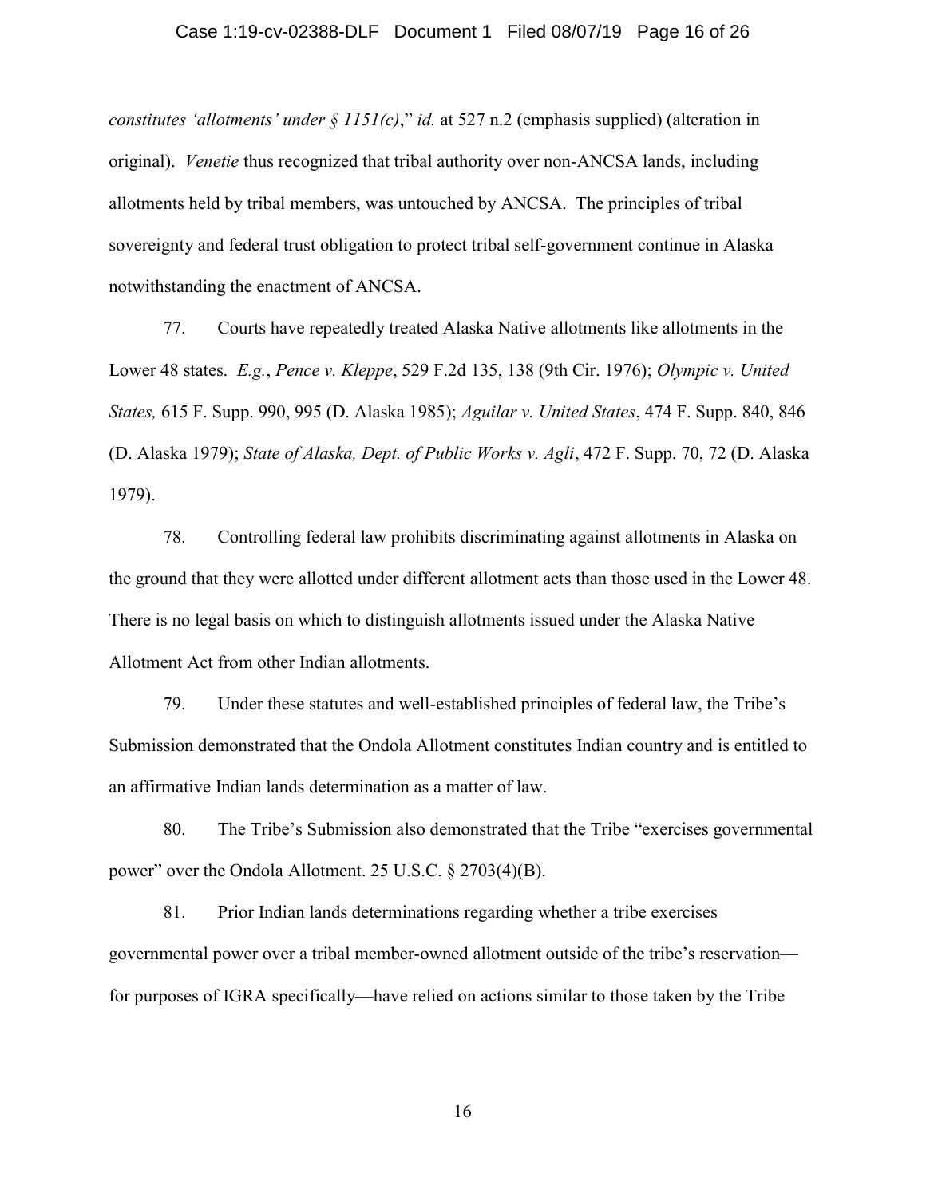*constitutes 'allotments' under § 1151(c)*," *id.* at 527 n.2 (emphasis supplied) (alteration in original). *Venetie* thus recognized that tribal authority over non-ANCSA lands, including allotments held by tribal members, was untouched by ANCSA. The principles of tribal sovereignty and federal trust obligation to protect tribal self-government continue in Alaska notwithstanding the enactment of ANCSA.

77. Courts have repeatedly treated Alaska Native allotments like allotments in the Lower 48 states. *E.g.*, *Pence v. Kleppe*, 529 F.2d 135, 138 (9th Cir. 1976); *Olympic v. United States,* 615 F. Supp. 990, 995 (D. Alaska 1985); *Aguilar v. United States*, 474 F. Supp. 840, 846 (D. Alaska 1979); *State of Alaska, Dept. of Public Works v. Agli*, 472 F. Supp. 70, 72 (D. Alaska 1979).

78. Controlling federal law prohibits discriminating against allotments in Alaska on the ground that they were allotted under different allotment acts than those used in the Lower 48. There is no legal basis on which to distinguish allotments issued under the Alaska Native Allotment Act from other Indian allotments.

79. Under these statutes and well-established principles of federal law, the Tribe's Submission demonstrated that the Ondola Allotment constitutes Indian country and is entitled to an affirmative Indian lands determination as a matter of law.

80. The Tribe's Submission also demonstrated that the Tribe "exercises governmental power" over the Ondola Allotment. 25 U.S.C. § 2703(4)(B).

81. Prior Indian lands determinations regarding whether a tribe exercises governmental power over a tribal member-owned allotment outside of the tribe's reservation—for purposes of IGRA specifically—have relied on actions similar to those taken by the Tribe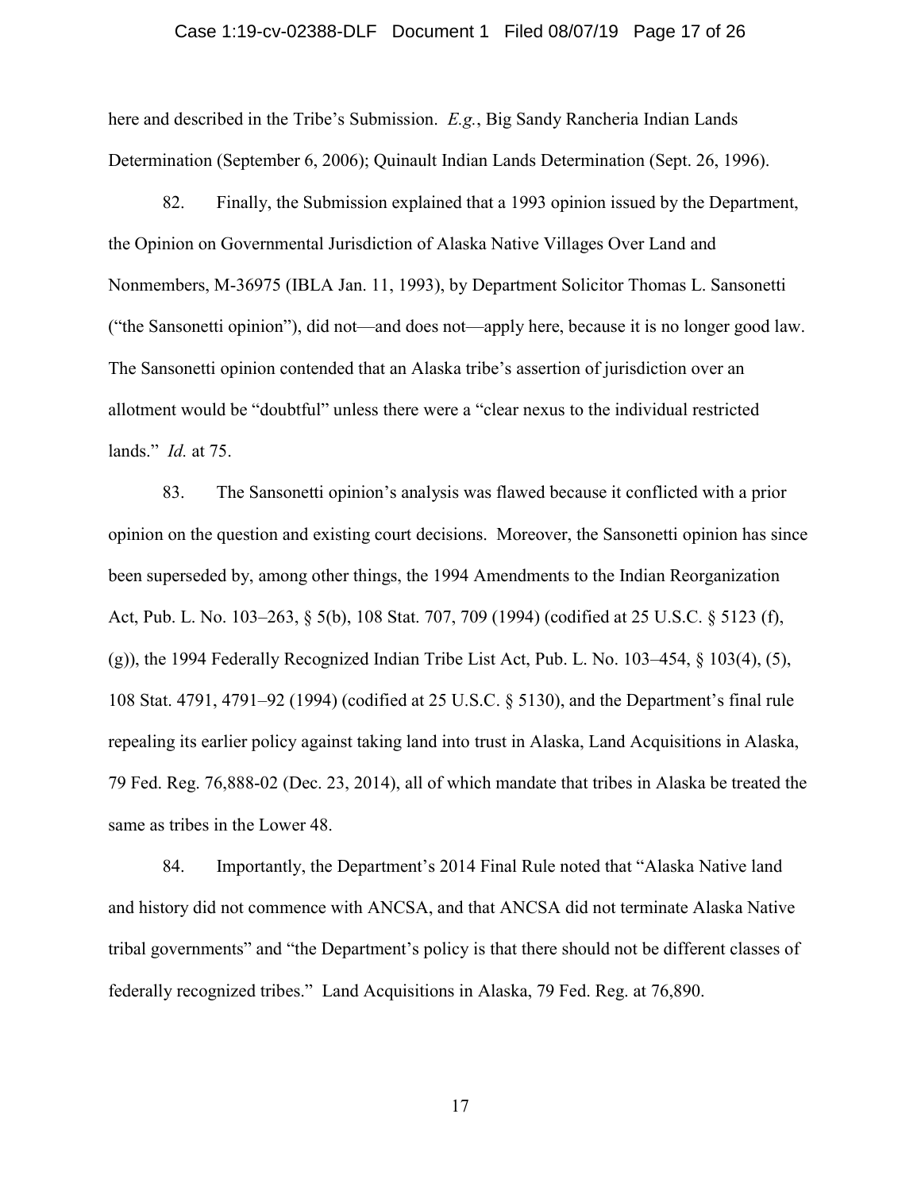here and described in the Tribe's Submission. *E.g.*, Big Sandy Rancheria Indian Lands Determination (September 6, 2006); Quinault Indian Lands Determination (Sept. 26, 1996).

82. Finally, the Submission explained that a 1993 opinion issued by the Department, the Opinion on Governmental Jurisdiction of Alaska Native Villages Over Land and Nonmembers, M-36975 (IBLA Jan. 11, 1993), by Department Solicitor Thomas L. Sansonetti ("the Sansonetti opinion"), did not—and does not—apply here, because it is no longer good law. The Sansonetti opinion contended that an Alaska tribe's assertion of jurisdiction over an allotment would be "doubtful" unless there were a "clear nexus to the individual restricted lands." *Id.* at 75.

83. The Sansonetti opinion's analysis was flawed because it conflicted with a prior opinion on the question and existing court decisions. Moreover, the Sansonetti opinion has since been superseded by, among other things, the 1994 Amendments to the Indian Reorganization Act, Pub. L. No. 103–263, § 5(b), 108 Stat. 707, 709 (1994) (codified at 25 U.S.C. § 5123 (f), (g)), the 1994 Federally Recognized Indian Tribe List Act, Pub. L. No. 103–454, § 103(4), (5), 108 Stat. 4791, 4791–92 (1994) (codified at 25 U.S.C. § 5130), and the Department's final rule repealing its earlier policy against taking land into trust in Alaska, Land Acquisitions in Alaska, 79 Fed. Reg. 76,888-02 (Dec. 23, 2014), all of which mandate that tribes in Alaska be treated the same as tribes in the Lower 48.

84. Importantly, the Department's 2014 Final Rule noted that "Alaska Native land and history did not commence with ANCSA, and that ANCSA did not terminate Alaska Native tribal governments" and "the Department's policy is that there should not be different classes of federally recognized tribes." Land Acquisitions in Alaska, 79 Fed. Reg. at 76,890.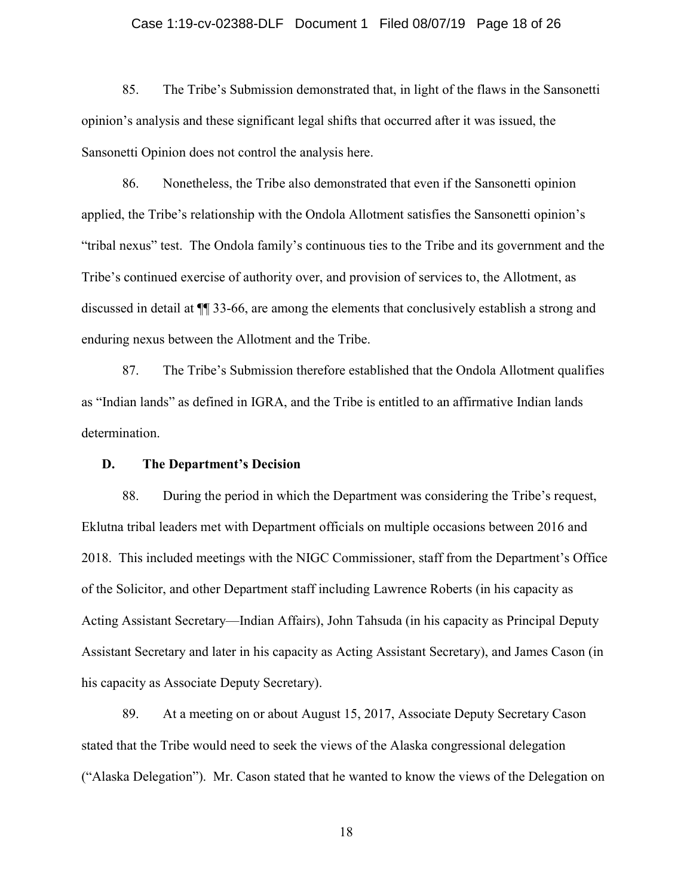85. The Tribe's Submission demonstrated that, in light of the flaws in the Sansonetti opinion's analysis and these significant legal shifts that occurred after it was issued, the Sansonetti Opinion does not control the analysis here.

86. Nonetheless, the Tribe also demonstrated that even if the Sansonetti opinion applied, the Tribe's relationship with the Ondola Allotment satisfies the Sansonetti opinion's "tribal nexus" test. The Ondola family's continuous ties to the Tribe and its government and the Tribe's continued exercise of authority over, and provision of services to, the Allotment, as discussed in detail at ¶¶ 33-66, are among the elements that conclusively establish a strong and enduring nexus between the Allotment and the Tribe.

87. The Tribe's Submission therefore established that the Ondola Allotment qualifies as "Indian lands" as defined in IGRA, and the Tribe is entitled to an affirmative Indian lands determination.

### D. The Department's Decision

88. During the period in which the Department was considering the Tribe's request, Eklutna tribal leaders met with Department officials on multiple occasions between 2016 and 2018. This included meetings with the NIGC Commissioner, staff from the Department's Office of the Solicitor, and other Department staff including Lawrence Roberts (in his capacity as Acting Assistant Secretary—Indian Affairs), John Tahsuda (in his capacity as Principal Deputy Assistant Secretary and later in his capacity as Acting Assistant Secretary), and James Cason (in his capacity as Associate Deputy Secretary).

89. At a meeting on or about August 15, 2017, Associate Deputy Secretary Cason stated that the Tribe would need to seek the views of the Alaska congressional delegation ("Alaska Delegation"). Mr. Cason stated that he wanted to know the views of the Delegation on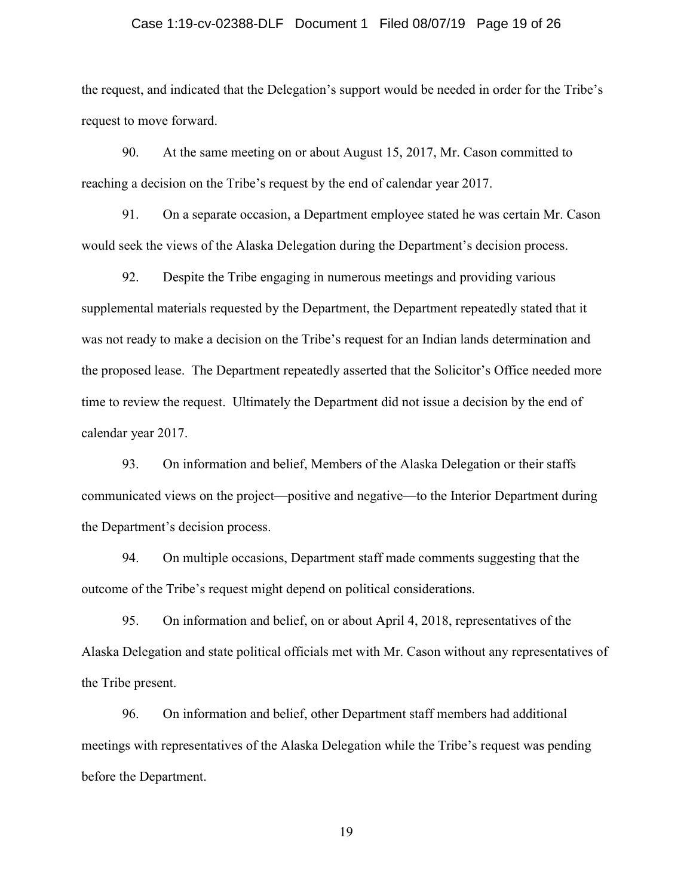the request, and indicated that the Delegation's support would be needed in order for the Tribe's request to move forward.

90. At the same meeting on or about August 15, 2017, Mr. Cason committed to reaching a decision on the Tribe's request by the end of calendar year 2017.

91. On a separate occasion, a Department employee stated he was certain Mr. Cason would seek the views of the Alaska Delegation during the Department's decision process.

92. Despite the Tribe engaging in numerous meetings and providing various supplemental materials requested by the Department, the Department repeatedly stated that it was not ready to make a decision on the Tribe's request for an Indian lands determination and the proposed lease. The Department repeatedly asserted that the Solicitor's Office needed more time to review the request. Ultimately the Department did not issue a decision by the end of calendar year 2017.

93. On information and belief, Members of the Alaska Delegation or their staffs communicated views on the project—positive and negative—to the Interior Department during the Department's decision process.

94. On multiple occasions, Department staff made comments suggesting that the outcome of the Tribe's request might depend on political considerations.

95. On information and belief, on or about April 4, 2018, representatives of the Alaska Delegation and state political officials met with Mr. Cason without any representatives of the Tribe present.

96. On information and belief, other Department staff members had additional meetings with representatives of the Alaska Delegation while the Tribe's request was pending before the Department.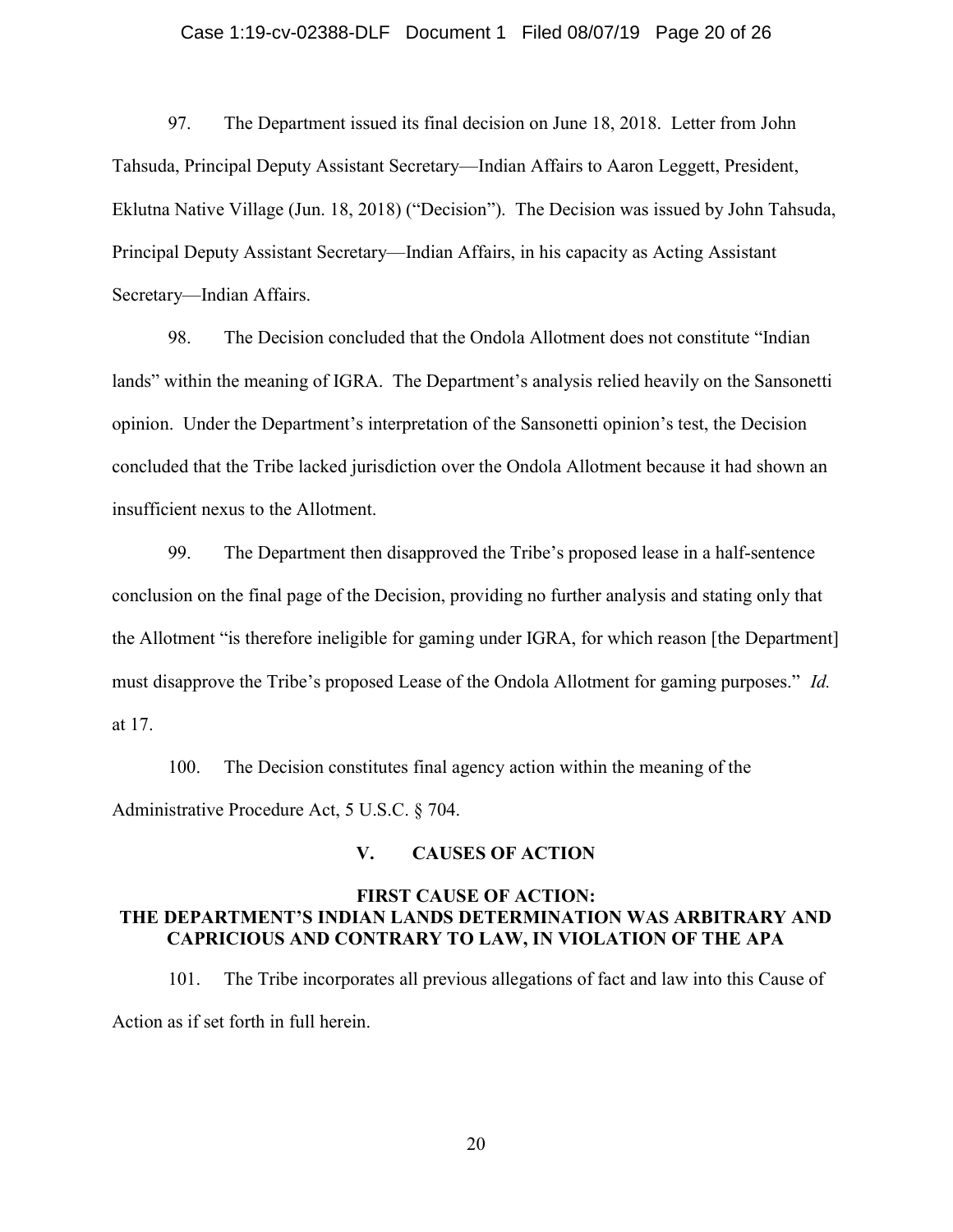97. The Department issued its final decision on June 18, 2018. Letter from John Tahsuda, Principal Deputy Assistant Secretary—Indian Affairs to Aaron Leggett, President, Eklutna Native Village (Jun. 18, 2018) ("Decision"). The Decision was issued by John Tahsuda, Principal Deputy Assistant Secretary—Indian Affairs, in his capacity as Acting Assistant Secretary—Indian Affairs.

98. The Decision concluded that the Ondola Allotment does not constitute "Indian lands" within the meaning of IGRA. The Department's analysis relied heavily on the Sansonetti opinion. Under the Department's interpretation of the Sansonetti opinion's test, the Decision concluded that the Tribe lacked jurisdiction over the Ondola Allotment because it had shown an insufficient nexus to the Allotment.

99. The Department then disapproved the Tribe's proposed lease in a half-sentence conclusion on the final page of the Decision, providing no further analysis and stating only that the Allotment "is therefore ineligible for gaming under IGRA, for which reason [the Department] must disapprove the Tribe's proposed Lease of the Ondola Allotment for gaming purposes." *Id.* at 17.

100. The Decision constitutes final agency action within the meaning of the Administrative Procedure Act, 5 U.S.C. § 704.

## V. CAUSES OF ACTION

### FIRST CAUSE OF ACTION: THE DEPARTMENT'S INDIAN LANDS DETERMINATION WAS ARBITRARY AND CAPRICIOUS AND CONTRARY TO LAW, IN VIOLATION OF THE APA

101. The Tribe incorporates all previous allegations of fact and law into this Cause of Action as if set forth in full herein.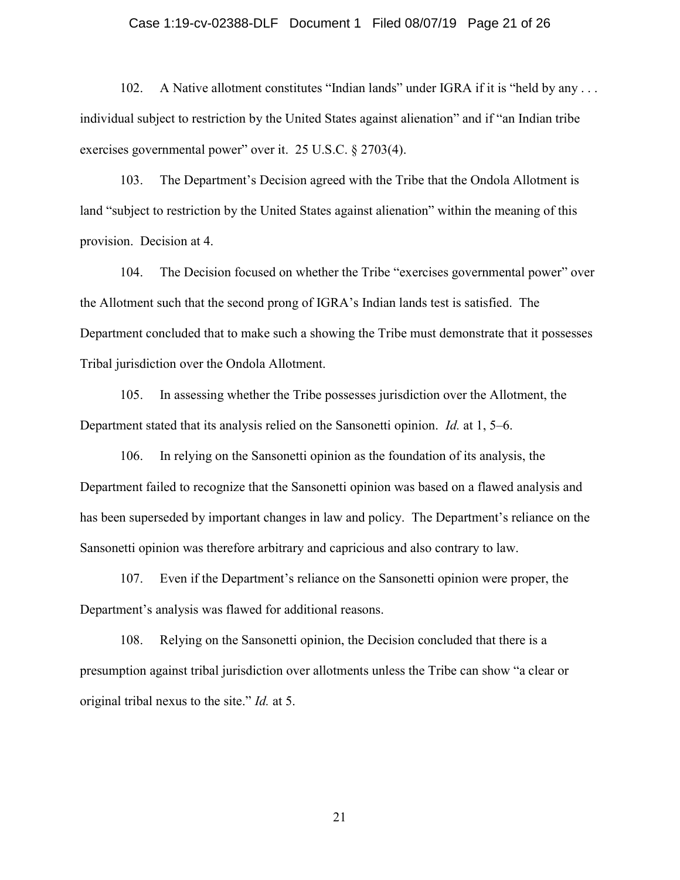102. A Native allotment constitutes "Indian lands" under IGRA if it is "held by any . . . individual subject to restriction by the United States against alienation" and if "an Indian tribe exercises governmental power" over it. 25 U.S.C. § 2703(4).

103. The Department's Decision agreed with the Tribe that the Ondola Allotment is land "subject to restriction by the United States against alienation" within the meaning of this provision. Decision at 4.

104. The Decision focused on whether the Tribe "exercises governmental power" over the Allotment such that the second prong of IGRA's Indian lands test is satisfied. The Department concluded that to make such a showing the Tribe must demonstrate that it possesses Tribal jurisdiction over the Ondola Allotment.

105. In assessing whether the Tribe possesses jurisdiction over the Allotment, the Department stated that its analysis relied on the Sansonetti opinion. *Id.* at 1, 5–6.

106. In relying on the Sansonetti opinion as the foundation of its analysis, the Department failed to recognize that the Sansonetti opinion was based on a flawed analysis and has been superseded by important changes in law and policy. The Department's reliance on the Sansonetti opinion was therefore arbitrary and capricious and also contrary to law.

107. Even if the Department's reliance on the Sansonetti opinion were proper, the Department's analysis was flawed for additional reasons.

108. Relying on the Sansonetti opinion, the Decision concluded that there is a presumption against tribal jurisdiction over allotments unless the Tribe can show "a clear or original tribal nexus to the site." *Id.* at 5.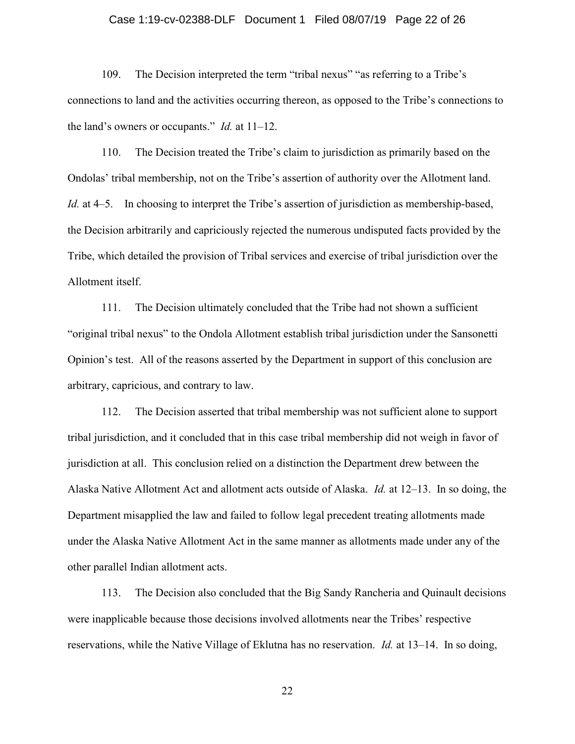109. The Decision interpreted the term "tribal nexus" "as referring to a Tribe's connections to land and the activities occurring thereon, as opposed to the Tribe's connections to the land's owners or occupants." *Id.* at 11–12.

110. The Decision treated the Tribe's claim to jurisdiction as primarily based on the Ondolas' tribal membership, not on the Tribe's assertion of authority over the Allotment land. *Id.* at 4–5. In choosing to interpret the Tribe's assertion of jurisdiction as membership-based, the Decision arbitrarily and capriciously rejected the numerous undisputed facts provided by the Tribe, which detailed the provision of Tribal services and exercise of tribal jurisdiction over the Allotment itself.

111. The Decision ultimately concluded that the Tribe had not shown a sufficient "original tribal nexus" to the Ondola Allotment establish tribal jurisdiction under the Sansonetti Opinion's test. All of the reasons asserted by the Department in support of this conclusion are arbitrary, capricious, and contrary to law.

112. The Decision asserted that tribal membership was not sufficient alone to support tribal jurisdiction, and it concluded that in this case tribal membership did not weigh in favor of jurisdiction at all. This conclusion relied on a distinction the Department drew between the Alaska Native Allotment Act and allotment acts outside of Alaska. *Id.* at 12–13. In so doing, the Department misapplied the law and failed to follow legal precedent treating allotments made under the Alaska Native Allotment Act in the same manner as allotments made under any of the other parallel Indian allotment acts.

113. The Decision also concluded that the Big Sandy Rancheria and Quinault decisions were inapplicable because those decisions involved allotments near the Tribes' respective reservations, while the Native Village of Eklutna has no reservation. *Id.* at 13–14. In so doing,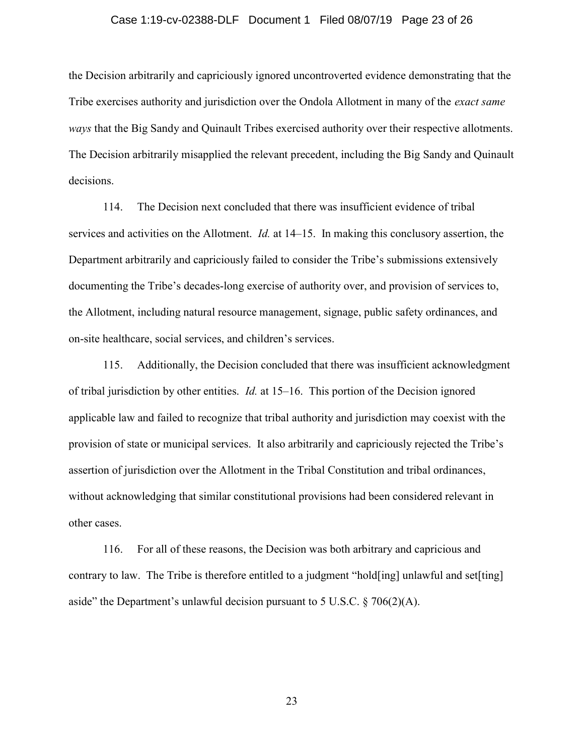the Decision arbitrarily and capriciously ignored uncontroverted evidence demonstrating that the Tribe exercises authority and jurisdiction over the Ondola Allotment in many of the *exact same ways* that the Big Sandy and Quinault Tribes exercised authority over their respective allotments. The Decision arbitrarily misapplied the relevant precedent, including the Big Sandy and Quinault decisions.

114. The Decision next concluded that there was insufficient evidence of tribal services and activities on the Allotment. *Id.* at 14–15. In making this conclusory assertion, the Department arbitrarily and capriciously failed to consider the Tribe's submissions extensively documenting the Tribe's decades-long exercise of authority over, and provision of services to, the Allotment, including natural resource management, signage, public safety ordinances, and on-site healthcare, social services, and children's services.

115. Additionally, the Decision concluded that there was insufficient acknowledgment of tribal jurisdiction by other entities. *Id.* at 15–16. This portion of the Decision ignored applicable law and failed to recognize that tribal authority and jurisdiction may coexist with the provision of state or municipal services. It also arbitrarily and capriciously rejected the Tribe's assertion of jurisdiction over the Allotment in the Tribal Constitution and tribal ordinances, without acknowledging that similar constitutional provisions had been considered relevant in other cases.

116. For all of these reasons, the Decision was both arbitrary and capricious and contrary to law. The Tribe is therefore entitled to a judgment "hold[ing] unlawful and set[ting] aside" the Department's unlawful decision pursuant to 5 U.S.C. § 706(2)(A).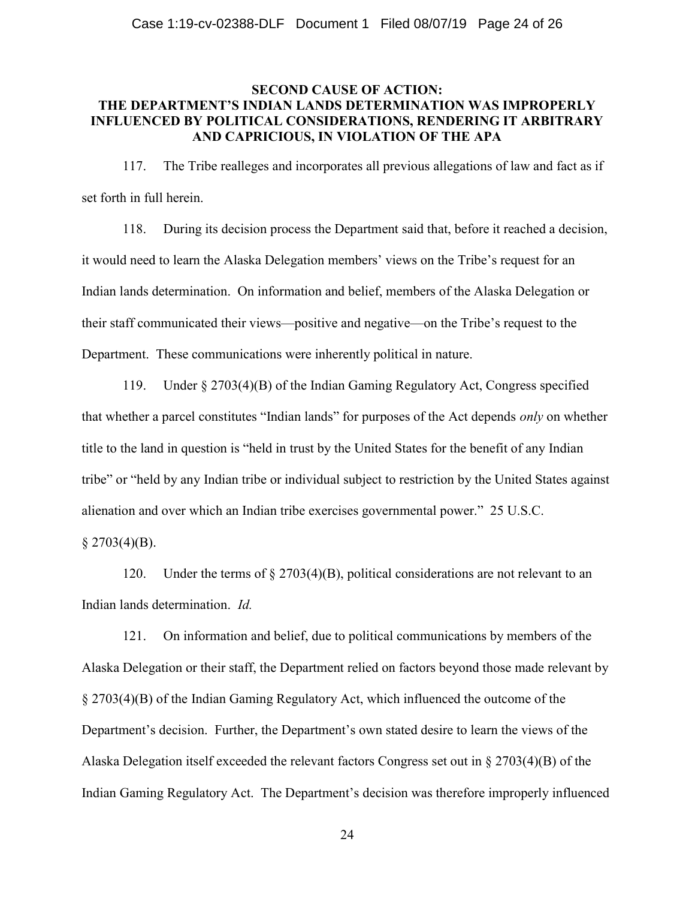## SECOND CAUSE OF ACTION: THE DEPARTMENT'S INDIAN LANDS DETERMINATION WAS IMPROPERLY INFLUENCED BY POLITICAL CONSIDERATIONS, RENDERING IT ARBITRARY AND CAPRICIOUS, IN VIOLATION OF THE APA

117. The Tribe realleges and incorporates all previous allegations of law and fact as if set forth in full herein.

118. During its decision process the Department said that, before it reached a decision, it would need to learn the Alaska Delegation members' views on the Tribe's request for an Indian lands determination. On information and belief, members of the Alaska Delegation or their staff communicated their views—positive and negative—on the Tribe's request to the Department. These communications were inherently political in nature.

119. Under § 2703(4)(B) of the Indian Gaming Regulatory Act, Congress specified that whether a parcel constitutes "Indian lands" for purposes of the Act depends *only* on whether title to the land in question is "held in trust by the United States for the benefit of any Indian tribe" or "held by any Indian tribe or individual subject to restriction by the United States against alienation and over which an Indian tribe exercises governmental power." 25 U.S.C. § 2703(4)(B).

120. Under the terms of § 2703(4)(B), political considerations are not relevant to an Indian lands determination. *Id.*

121. On information and belief, due to political communications by members of the Alaska Delegation or their staff, the Department relied on factors beyond those made relevant by § 2703(4)(B) of the Indian Gaming Regulatory Act, which influenced the outcome of the Department's decision. Further, the Department's own stated desire to learn the views of the Alaska Delegation itself exceeded the relevant factors Congress set out in § 2703(4)(B) of the Indian Gaming Regulatory Act. The Department's decision was therefore improperly influenced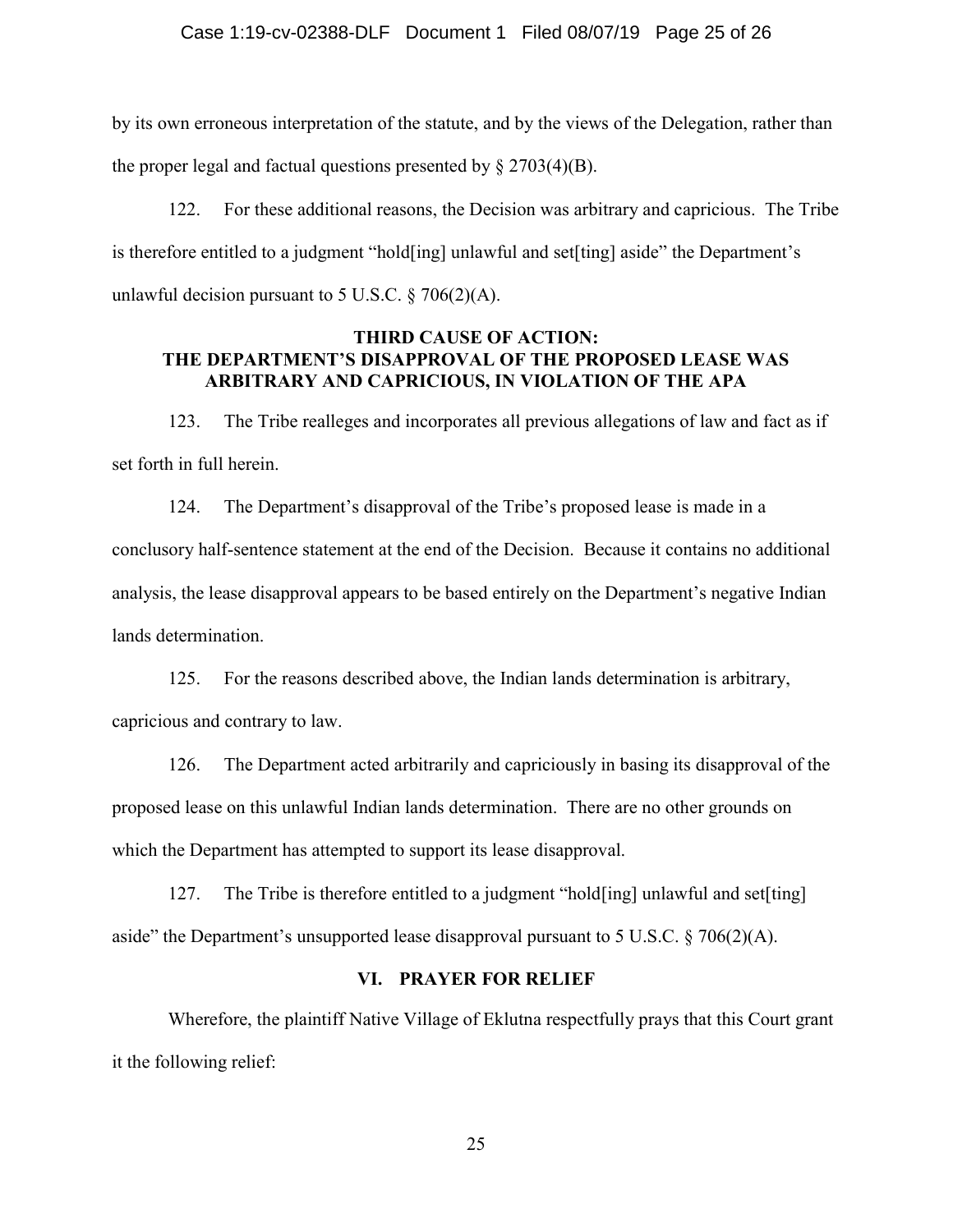by its own erroneous interpretation of the statute, and by the views of the Delegation, rather than the proper legal and factual questions presented by § 2703(4)(B).

122. For these additional reasons, the Decision was arbitrary and capricious. The Tribe is therefore entitled to a judgment "hold[ing] unlawful and set[ting] aside" the Department's unlawful decision pursuant to 5 U.S.C. § 706(2)(A).

### THIRD CAUSE OF ACTION: THE DEPARTMENT'S DISAPPROVAL OF THE PROPOSED LEASE WAS ARBITRARY AND CAPRICIOUS, IN VIOLATION OF THE APA

123. The Tribe realleges and incorporates all previous allegations of law and fact as if set forth in full herein.

124. The Department's disapproval of the Tribe's proposed lease is made in a conclusory half-sentence statement at the end of the Decision. Because it contains no additional analysis, the lease disapproval appears to be based entirely on the Department's negative Indian lands determination.

125. For the reasons described above, the Indian lands determination is arbitrary, capricious and contrary to law.

126. The Department acted arbitrarily and capriciously in basing its disapproval of the proposed lease on this unlawful Indian lands determination. There are no other grounds on which the Department has attempted to support its lease disapproval.

127. The Tribe is therefore entitled to a judgment "hold[ing] unlawful and set[ting] aside" the Department's unsupported lease disapproval pursuant to 5 U.S.C. § 706(2)(A).

## VI. PRAYER FOR RELIEF

Wherefore, the plaintiff Native Village of Eklutna respectfully prays that this Court grant it the following relief: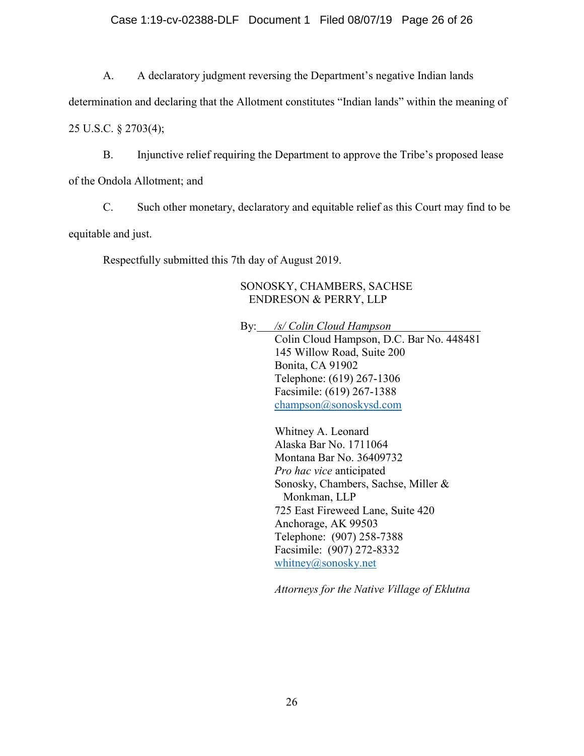A. A declaratory judgment reversing the Department's negative Indian lands determination and declaring that the Allotment constitutes "Indian lands" within the meaning of 25 U.S.C. § 2703(4);

B. Injunctive relief requiring the Department to approve the Tribe's proposed lease of the Ondola Allotment; and

C. Such other monetary, declaratory and equitable relief as this Court may find to be equitable and just.

Respectfully submitted this 7th day of August 2019.

SONOSKY, CHAMBERS, SACHSE
ENDRESON & PERRY, LLP

By: */s/ Colin Cloud Hampson*
Colin Cloud Hampson, D.C. Bar No. 448481
145 Willow Road, Suite 200
Bonita, CA 91902
Telephone: (619) 267-1306
Facsimile: (619) 267-1388
champson@sonoskysd.com

Whitney A. Leonard
Alaska Bar No. 1711064
Montana Bar No. 36409732
*Pro hac vice* anticipated
Sonosky, Chambers, Sachse, Miller & Monkman, LLP
725 East Fireweed Lane, Suite 420
Anchorage, AK 99503
Telephone: (907) 258-7388
Facsimile: (907) 272-8332
whitney@sonosky.net

*Attorneys for the Native Village of Eklutna*